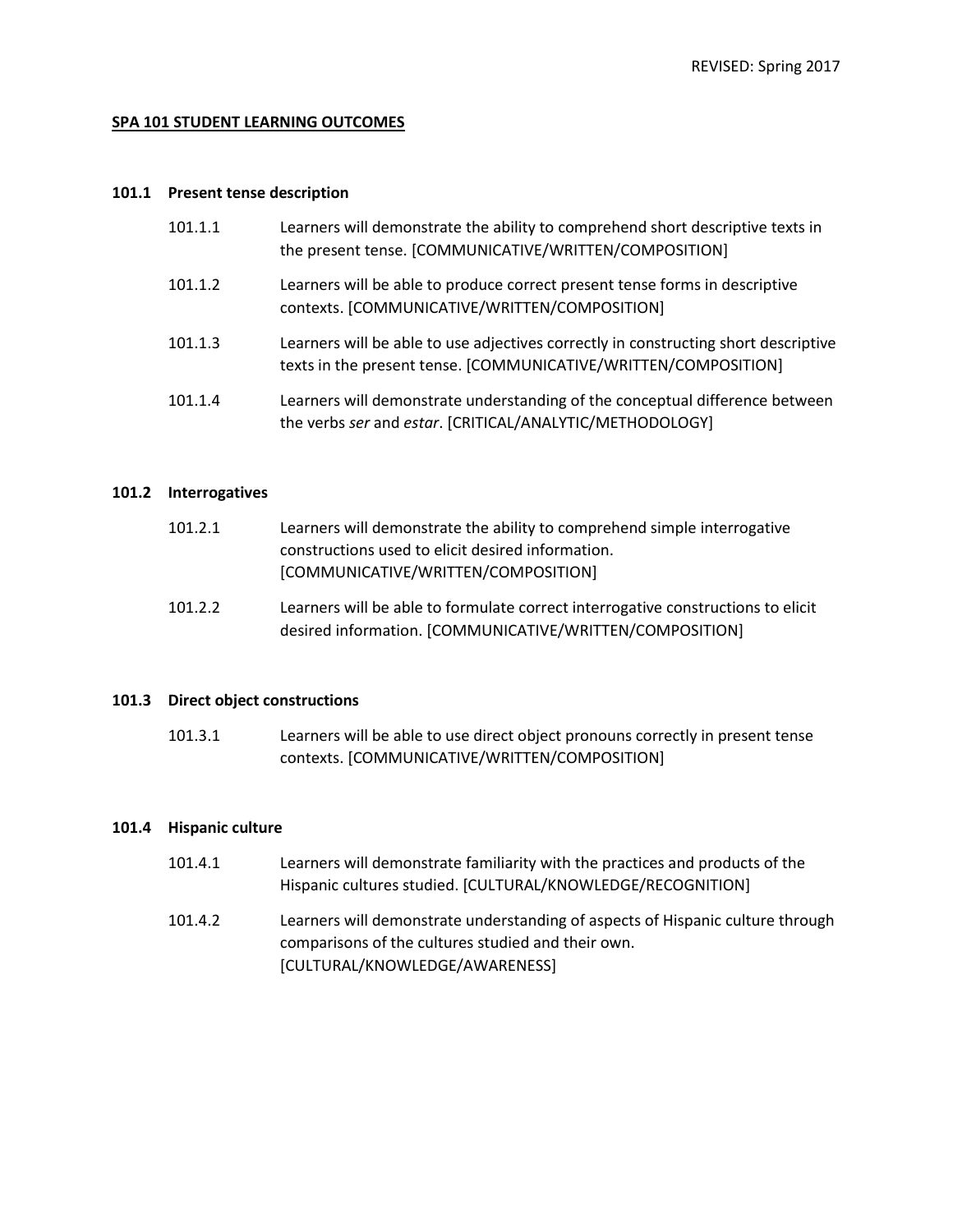REVISED: Spring 2017

## SPA 101 STUDENT LEARNING OUTCOMES

### 101.1 Present tense description

- 101.1.1 Learners will demonstrate the ability to comprehend short descriptive texts in the present tense. [COMMUNICATIVE/WRITTEN/COMPOSITION]
- 101.1.2 Learners will be able to produce correct present tense forms in descriptive contexts. [COMMUNICATIVE/WRITTEN/COMPOSITION]
- 101.1.3 Learners will be able to use adjectives correctly in constructing short descriptive texts in the present tense. [COMMUNICATIVE/WRITTEN/COMPOSITION]
- 101.1.4 Learners will demonstrate understanding of the conceptual difference between the verbs *ser* and *estar*. [CRITICAL/ANALYTIC/METHODOLOGY]

### 101.2 Interrogatives

- 101.2.1 Learners will demonstrate the ability to comprehend simple interrogative constructions used to elicit desired information. [COMMUNICATIVE/WRITTEN/COMPOSITION]
- 101.2.2 Learners will be able to formulate correct interrogative constructions to elicit desired information. [COMMUNICATIVE/WRITTEN/COMPOSITION]

### 101.3 Direct object constructions

- 101.3.1 Learners will be able to use direct object pronouns correctly in present tense contexts. [COMMUNICATIVE/WRITTEN/COMPOSITION]

### 101.4 Hispanic culture

- 101.4.1 Learners will demonstrate familiarity with the practices and products of the Hispanic cultures studied. [CULTURAL/KNOWLEDGE/RECOGNITION]
- 101.4.2 Learners will demonstrate understanding of aspects of Hispanic culture through comparisons of the cultures studied and their own. [CULTURAL/KNOWLEDGE/AWARENESS]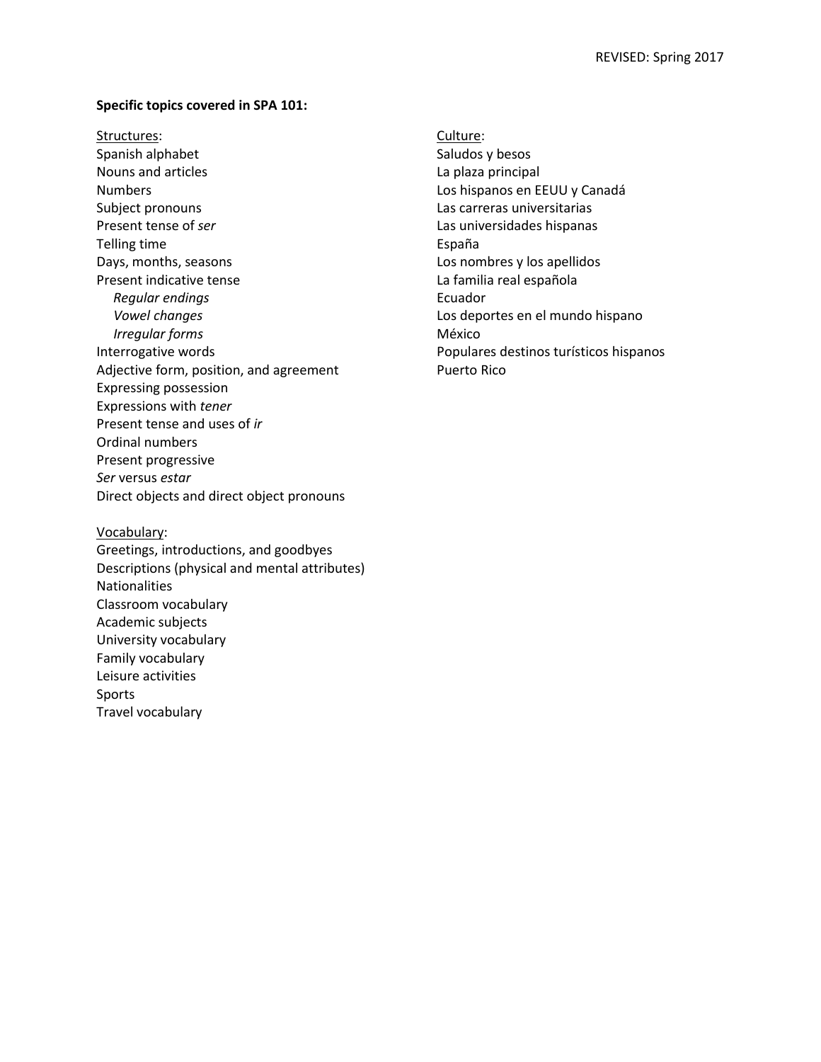REVISED: Spring 2017

**Specific topics covered in SPA 101:**

Structures:

Spanish alphabet
Nouns and articles
Numbers
Subject pronouns
Present tense of *ser*
Telling time
Days, months, seasons
Present indicative tense
- *Regular endings*
- *Vowel changes*
- *Irregular forms*

Interrogative words
Adjective form, position, and agreement
Expressing possession
Expressions with *tener*
Present tense and uses of *ir*
Ordinal numbers
Present progressive
*Ser* versus *estar*
Direct objects and direct object pronouns

Vocabulary:

Greetings, introductions, and goodbyes
Descriptions (physical and mental attributes)
Nationalities
Classroom vocabulary
Academic subjects
University vocabulary
Family vocabulary
Leisure activities
Sports
Travel vocabulary

Culture:

Saludos y besos
La plaza principal
Los hispanos en EEUU y Canadá
Las carreras universitarias
Las universidades hispanas
España
Los nombres y los apellidos
La familia real española
Ecuador
Los deportes en el mundo hispano
México
Populares destinos turísticos hispanos
Puerto Rico